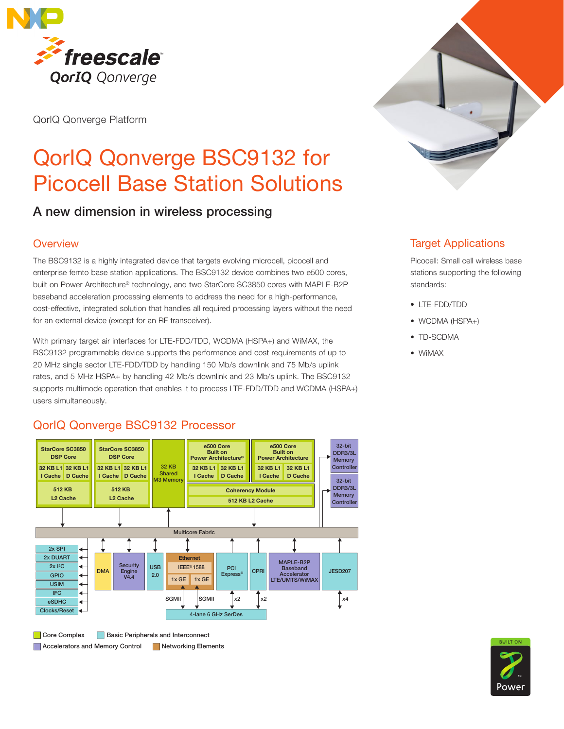QorIQ Qonverge Platform

# QorIQ Qonverge BSC9132 for Picocell Base Station Solutions

## A new dimension in wireless processing

## Overview

The BSC9132 is a highly integrated device that targets evolving microcell, picocell and enterprise femto base station applications. The BSC9132 device combines two e500 cores, built on Power Architecture® technology, and two StarCore SC3850 cores with MAPLE-B2P baseband acceleration processing elements to address the need for a high-performance, cost-effective, integrated solution that handles all required processing layers without the need for an external device (except for an RF transceiver).

With primary target air interfaces for LTE-FDD/TDD, WCDMA (HSPA+) and WiMAX, the BSC9132 programmable device supports the performance and cost requirements of up to 20 MHz single sector LTE-FDD/TDD by handling 150 Mb/s downlink and 75 Mb/s uplink rates, and 5 MHz HSPA+ by handling 42 Mb/s downlink and 23 Mb/s uplink. The BSC9132 supports multimode operation that enables it to process LTE-FDD/TDD and WCDMA (HSPA+) users simultaneously.

## Target Applications

Picocell: Small cell wireless base stations supporting the following standards:

- LTE-FDD/TDD
- WCDMA (HSPA+)
- TD-SCDMA
- WiMAX

## QorIQ Qonverge BSC9132 Processor

StarCore SC3850 DSP Core — 32 KB L1 I Cache, 32 KB L1 D Cache, 512 KB L2 Cache
StarCore SC3850 DSP Core — 32 KB L1 I Cache, 32 KB L1 D Cache, 512 KB L2 Cache
32 KB Shared M3 Memory
e500 Core Built on Power Architecture® — 32 KB L1 I Cache, 32 KB L1 D Cache
e500 Core Built on Power Architecture — 32 KB L1 I Cache, 32 KB L1 D Cache
Coherency Module, 512 KB L2 Cache
32-bit DDR3/3L Memory Controller
32-bit DDR3/3L Memory Controller

Multicore Fabric

2x SPI, 2x DUART, 2x I²C, GPIO, USIM, IFC, eSDHC, Clocks/Reset
DMA | Security Engine V4.4 | USB 2.0 | Ethernet (IEEE® 1588, 1x GE, 1x GE) | PCI Express® | CPRI | MAPLE-B2P Baseband Accelerator LTE/UMTS/WiMAX | JESD207

SGMII, SGMII, x2, x2, x4
4-lane 6 GHz SerDes

Core Complex | Basic Peripherals and Interconnect | Accelerators and Memory Control | Networking Elements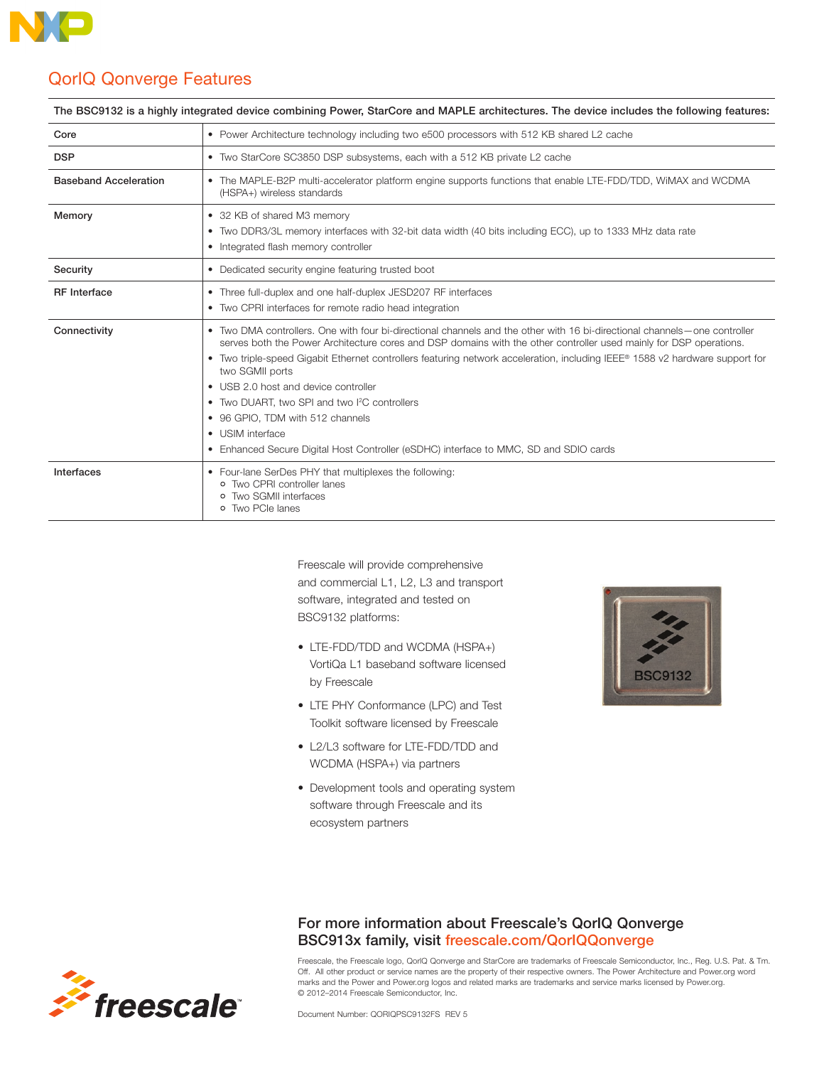## QorIQ Qonverge Features

| The BSC9132 is a highly integrated device combining Power, StarCore and MAPLE architectures. The device includes the following features: | |
|---|---|
| **Core** | • Power Architecture technology including two e500 processors with 512 KB shared L2 cache |
| **DSP** | • Two StarCore SC3850 DSP subsystems, each with a 512 KB private L2 cache |
| **Baseband Acceleration** | • The MAPLE-B2P multi-accelerator platform engine supports functions that enable LTE-FDD/TDD, WiMAX and WCDMA (HSPA+) wireless standards |
| **Memory** | • 32 KB of shared M3 memory<br>• Two DDR3/3L memory interfaces with 32-bit data width (40 bits including ECC), up to 1333 MHz data rate<br>• Integrated flash memory controller |
| **Security** | • Dedicated security engine featuring trusted boot |
| **RF Interface** | • Three full-duplex and one half-duplex JESD207 RF interfaces<br>• Two CPRI interfaces for remote radio head integration |
| **Connectivity** | • Two DMA controllers. One with four bi-directional channels and the other with 16 bi-directional channels—one controller serves both the Power Architecture cores and DSP domains with the other controller used mainly for DSP operations.<br>• Two triple-speed Gigabit Ethernet controllers featuring network acceleration, including IEEE® 1588 v2 hardware support for two SGMII ports<br>• USB 2.0 host and device controller<br>• Two DUART, two SPI and two I²C controllers<br>• 96 GPIO, TDM with 512 channels<br>• USIM interface<br>• Enhanced Secure Digital Host Controller (eSDHC) interface to MMC, SD and SDIO cards |
| **Interfaces** | • Four-lane SerDes PHY that multiplexes the following:<br>  ○ Two CPRI controller lanes<br>  ○ Two SGMII interfaces<br>  ○ Two PCIe lanes |

Freescale will provide comprehensive and commercial L1, L2, L3 and transport software, integrated and tested on BSC9132 platforms:

- LTE-FDD/TDD and WCDMA (HSPA+) VortiQa L1 baseband software licensed by Freescale
- LTE PHY Conformance (LPC) and Test Toolkit software licensed by Freescale
- L2/L3 software for LTE-FDD/TDD and WCDMA (HSPA+) via partners
- Development tools and operating system software through Freescale and its ecosystem partners

### For more information about Freescale's QorIQ Qonverge BSC913x family, visit freescale.com/QorIQQonverge

Freescale, the Freescale logo, QorIQ Qonverge and StarCore are trademarks of Freescale Semiconductor, Inc., Reg. U.S. Pat. & Tm. Off. All other product or service names are the property of their respective owners. The Power Architecture and Power.org word marks and the Power and Power.org logos and related marks are trademarks and service marks licensed by Power.org.
© 2012–2014 Freescale Semiconductor, Inc.

Document Number: QORIQPSC9132FS REV 5